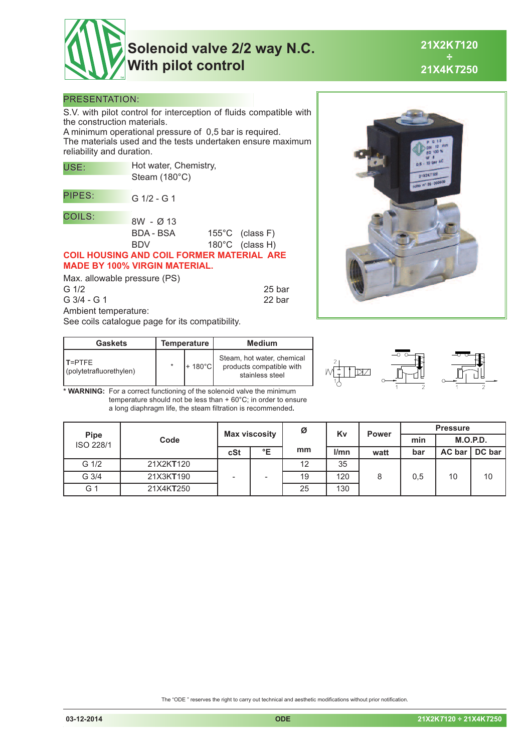# Solenoid valve 2/2 way N.C. With pilot control

**21X2KT120 ÷ 21X4KT250**

## PRESENTATION:

S.V. with pilot control for interception of fluids compatible with the construction materials.
A minimum operational pressure of 0,5 bar is required.
The materials used and the tests undertaken ensure maximum reliability and duration.

**USE:** Hot water, Chemistry, Steam (180°C)

**PIPES:** G 1/2 - G 1

**COILS:**

8W - Ø 13
BDA - BSA 155°C (class F)
BDV 180°C (class H)

**COIL HOUSING AND COIL FORMER MATERIAL ARE MADE BY 100% VIRGIN MATERIAL.**

Max. allowable pressure (PS)

| | |
|---|---|
| G 1/2 | 25 bar |
| G 3/4 - G 1 | 22 bar |

Ambient temperature:
See coils catalogue page for its compatibility.

| Gaskets | Temperature | | Medium |
|---|---|---|---|
| **T**=PTFE (polytetrafluorethylen) | * | + 180°C | Steam, hot water, chemical products compatible with stainless steel |

**\* WARNING:** For a correct functioning of the solenoid valve the minimum temperature should not be less than + 60°C; in order to ensure a long diaphragm life, the steam filtration is recommended.

| Pipe ISO 228/1 | Code | Max viscosity | | Ø | Kv | Power | Pressure | | |
|---|---|---|---|---|---|---|---|---|---|
| | | | | | | | min | M.O.P.D. | |
| | | cSt | °E | mm | l/mn | watt | bar | AC bar | DC bar |
| G 1/2 | 21X2K**T**120 | - | - | 12 | 35 | 8 | 0,5 | 10 | 10 |
| G 3/4 | 21X3K**T**190 | - | - | 19 | 120 | 8 | 0,5 | 10 | 10 |
| G 1 | 21X4K**T**250 | - | - | 25 | 130 | 8 | 0,5 | 10 | 10 |

The "ODE" reserves the right to carry out technical and aesthetic modifications without prior notification.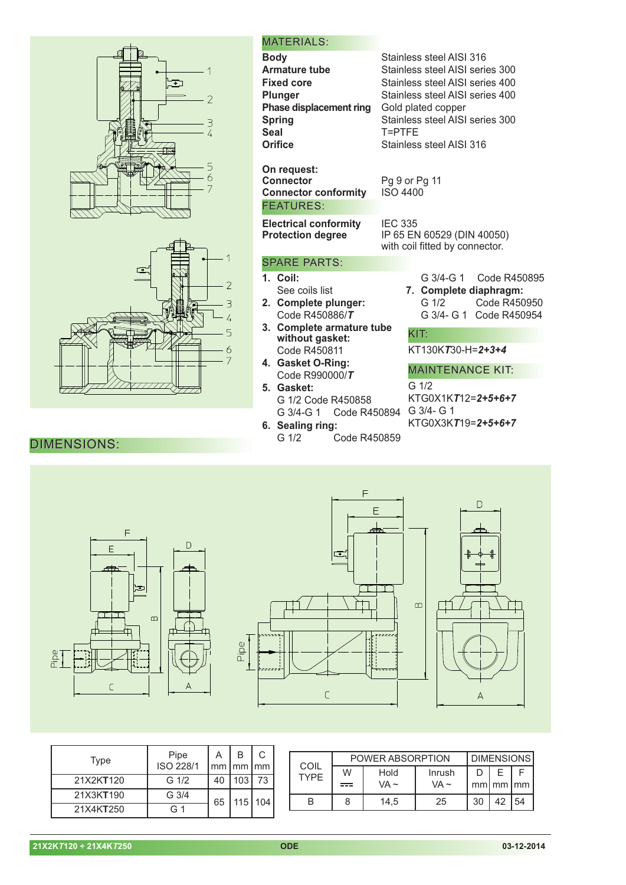## MATERIALS:

| | |
|---|---|
| **Body** | Stainless steel AISI 316 |
| **Armature tube** | Stainless steel AISI series 300 |
| **Fixed core** | Stainless steel AISI series 400 |
| **Plunger** | Stainless steel AISI series 400 |
| **Phase displacement ring** | Gold plated copper |
| **Spring** | Stainless steel AISI series 300 |
| **Seal** | T=PTFE |
| **Orifice** | Stainless steel AISI 316 |

**On request:**

| | |
|---|---|
| **Connector** | Pg 9 or Pg 11 |
| **Connector conformity** | ISO 4400 |

## FEATURES:

| | |
|---|---|
| **Electrical conformity** | IEC 335 |
| **Protection degree** | IP 65 EN 60529 (DIN 40050) with coil fitted by connector. |

## SPARE PARTS:

1. **Coil:**
   See coils list
2. **Complete plunger:**
   Code R450886/***T***
3. **Complete armature tube without gasket:**
   Code R450811
4. **Gasket O-Ring:**
   Code R990000/***T***
5. **Gasket:**
   G 1/2 Code R450858
   G 3/4-G 1 Code R450894
6. **Sealing ring:**
   G 1/2 Code R450859
   G 3/4-G 1 Code R450895
7. **Complete diaphragm:**
   G 1/2 Code R450950
   G 3/4- G 1 Code R450954

## KIT:

KT130K***T***30-H=***2+3+4***

## MAINTENANCE KIT:

G 1/2
KTG0X1K***T***12=***2+5+6+7***
G 3/4- G 1
KTG0X3K***T***19=***2+5+6+7***

## DIMENSIONS:

| Type | Pipe ISO 228/1 | A mm | B mm | C mm |
|---|---|---|---|---|
| 21X2K**T**120 | G 1/2 | 40 | 103 | 73 |
| 21X3K**T**190 | G 3/4 | 65 | 115 | 104 |
| 21X4K**T**250 | G 1 | | | |

| COIL TYPE | POWER ABSORPTION | | | DIMENSIONS | | |
|---|---|---|---|---|---|---|
| | W ⎓ | Hold VA ~ | Inrush VA ~ | D mm | E mm | F mm |
| B | 8 | 14,5 | 25 | 30 | 42 | 54 |